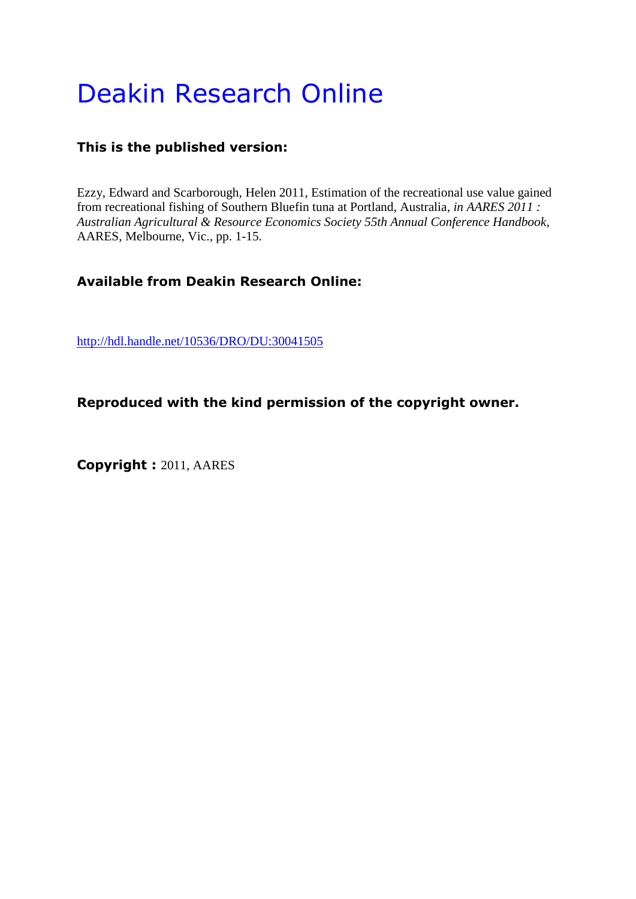# Deakin Research Online

**This is the published version:**

Ezzy, Edward and Scarborough, Helen 2011, Estimation of the recreational use value gained from recreational fishing of Southern Bluefin tuna at Portland, Australia*, in AARES 2011 : Australian Agricultural & Resource Economics Society 55th Annual Conference Handbook*, AARES, Melbourne, Vic., pp. 1-15.

**Available from Deakin Research Online:**

http://hdl.handle.net/10536/DRO/DU:30041505

**Reproduced with the kind permission of the copyright owner.**

**Copyright :** 2011, AARES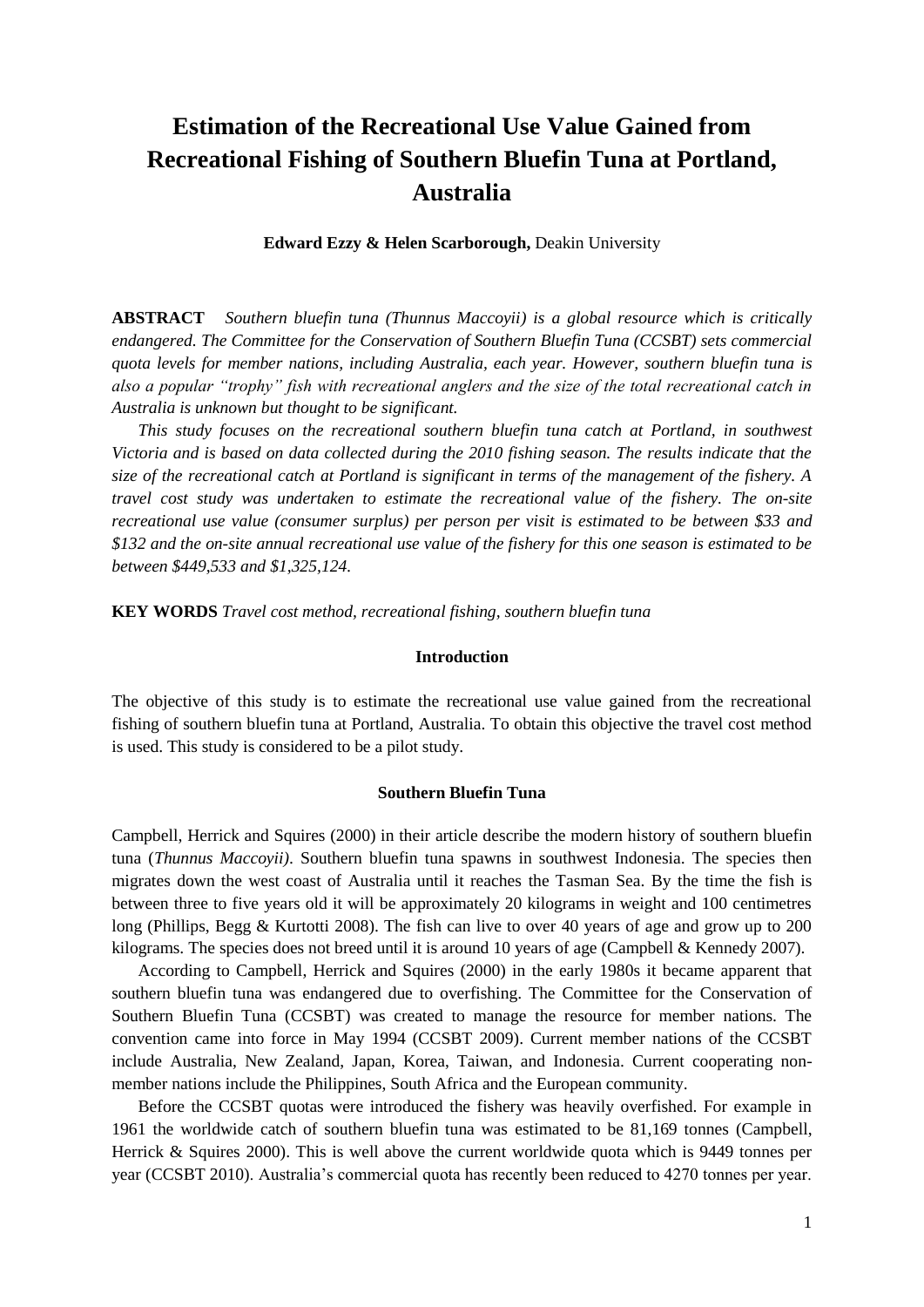# Estimation of the Recreational Use Value Gained from Recreational Fishing of Southern Bluefin Tuna at Portland, Australia

**Edward Ezzy & Helen Scarborough,** Deakin University

**ABSTRACT** *Southern bluefin tuna (Thunnus Maccoyii) is a global resource which is critically endangered. The Committee for the Conservation of Southern Bluefin Tuna (CCSBT) sets commercial quota levels for member nations, including Australia, each year. However, southern bluefin tuna is also a popular "trophy" fish with recreational anglers and the size of the total recreational catch in Australia is unknown but thought to be significant.*

*This study focuses on the recreational southern bluefin tuna catch at Portland, in southwest Victoria and is based on data collected during the 2010 fishing season. The results indicate that the size of the recreational catch at Portland is significant in terms of the management of the fishery. A travel cost study was undertaken to estimate the recreational value of the fishery. The on-site recreational use value (consumer surplus) per person per visit is estimated to be between $33 and $132 and the on-site annual recreational use value of the fishery for this one season is estimated to be between $449,533 and $1,325,124.*

**KEY WORDS** *Travel cost method, recreational fishing, southern bluefin tuna*

## Introduction

The objective of this study is to estimate the recreational use value gained from the recreational fishing of southern bluefin tuna at Portland, Australia. To obtain this objective the travel cost method is used. This study is considered to be a pilot study.

## Southern Bluefin Tuna

Campbell, Herrick and Squires (2000) in their article describe the modern history of southern bluefin tuna (*Thunnus Maccoyii)*. Southern bluefin tuna spawns in southwest Indonesia. The species then migrates down the west coast of Australia until it reaches the Tasman Sea. By the time the fish is between three to five years old it will be approximately 20 kilograms in weight and 100 centimetres long (Phillips, Begg & Kurtotti 2008). The fish can live to over 40 years of age and grow up to 200 kilograms. The species does not breed until it is around 10 years of age (Campbell & Kennedy 2007).

According to Campbell, Herrick and Squires (2000) in the early 1980s it became apparent that southern bluefin tuna was endangered due to overfishing. The Committee for the Conservation of Southern Bluefin Tuna (CCSBT) was created to manage the resource for member nations. The convention came into force in May 1994 (CCSBT 2009). Current member nations of the CCSBT include Australia, New Zealand, Japan, Korea, Taiwan, and Indonesia. Current cooperating non-member nations include the Philippines, South Africa and the European community.

Before the CCSBT quotas were introduced the fishery was heavily overfished. For example in 1961 the worldwide catch of southern bluefin tuna was estimated to be 81,169 tonnes (Campbell, Herrick & Squires 2000). This is well above the current worldwide quota which is 9449 tonnes per year (CCSBT 2010). Australia's commercial quota has recently been reduced to 4270 tonnes per year.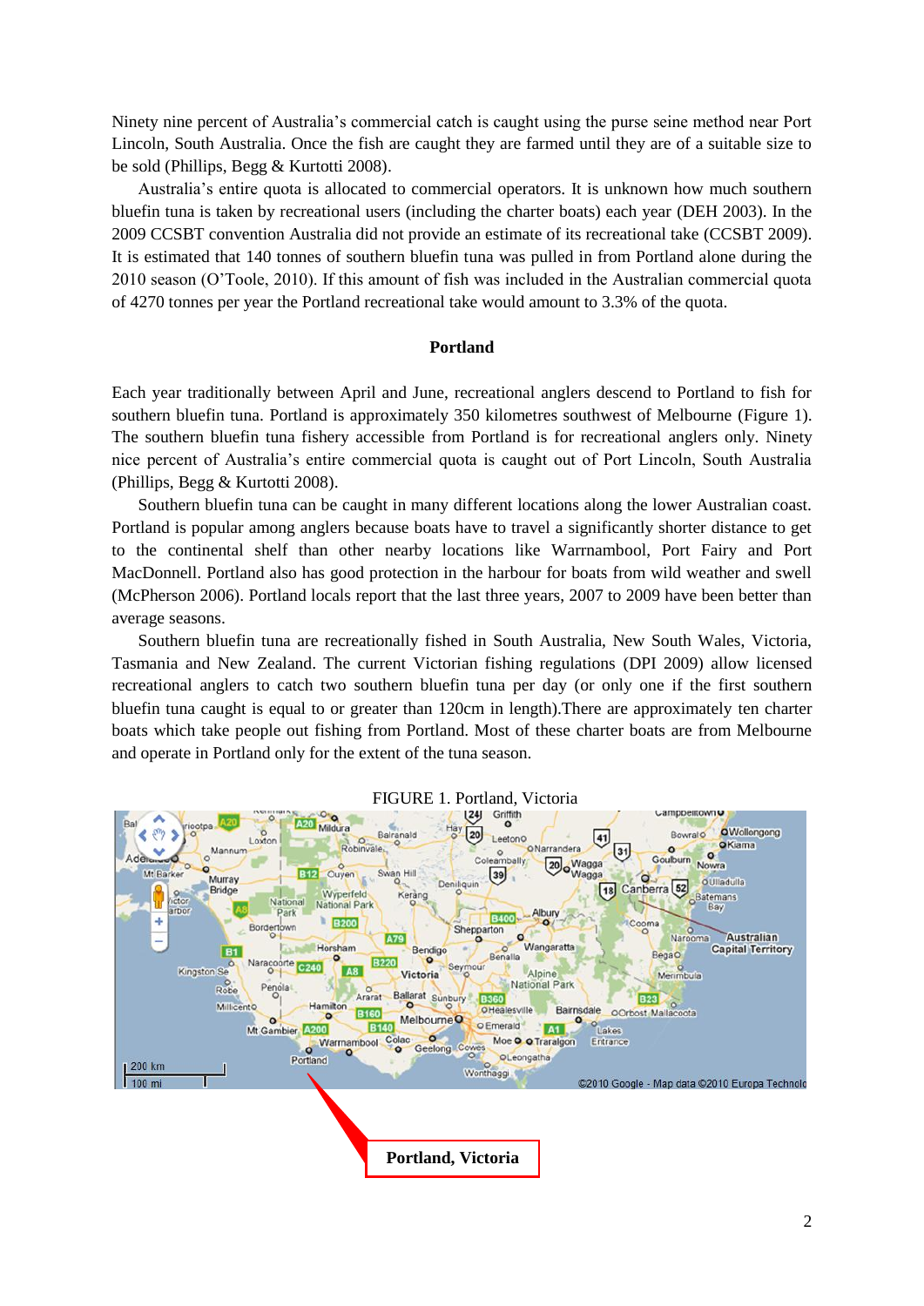Ninety nine percent of Australia's commercial catch is caught using the purse seine method near Port Lincoln, South Australia. Once the fish are caught they are farmed until they are of a suitable size to be sold (Phillips, Begg & Kurtotti 2008).

Australia's entire quota is allocated to commercial operators. It is unknown how much southern bluefin tuna is taken by recreational users (including the charter boats) each year (DEH 2003). In the 2009 CCSBT convention Australia did not provide an estimate of its recreational take (CCSBT 2009). It is estimated that 140 tonnes of southern bluefin tuna was pulled in from Portland alone during the 2010 season (O'Toole, 2010). If this amount of fish was included in the Australian commercial quota of 4270 tonnes per year the Portland recreational take would amount to 3.3% of the quota.

## Portland

Each year traditionally between April and June, recreational anglers descend to Portland to fish for southern bluefin tuna. Portland is approximately 350 kilometres southwest of Melbourne (Figure 1). The southern bluefin tuna fishery accessible from Portland is for recreational anglers only. Ninety nice percent of Australia's entire commercial quota is caught out of Port Lincoln, South Australia (Phillips, Begg & Kurtotti 2008).

Southern bluefin tuna can be caught in many different locations along the lower Australian coast. Portland is popular among anglers because boats have to travel a significantly shorter distance to get to the continental shelf than other nearby locations like Warrnambool, Port Fairy and Port MacDonnell. Portland also has good protection in the harbour for boats from wild weather and swell (McPherson 2006). Portland locals report that the last three years, 2007 to 2009 have been better than average seasons.

Southern bluefin tuna are recreationally fished in South Australia, New South Wales, Victoria, Tasmania and New Zealand. The current Victorian fishing regulations (DPI 2009) allow licensed recreational anglers to catch two southern bluefin tuna per day (or only one if the first southern bluefin tuna caught is equal to or greater than 120cm in length).There are approximately ten charter boats which take people out fishing from Portland. Most of these charter boats are from Melbourne and operate in Portland only for the extent of the tuna season.

FIGURE 1. Portland, Victoria

Portland, Victoria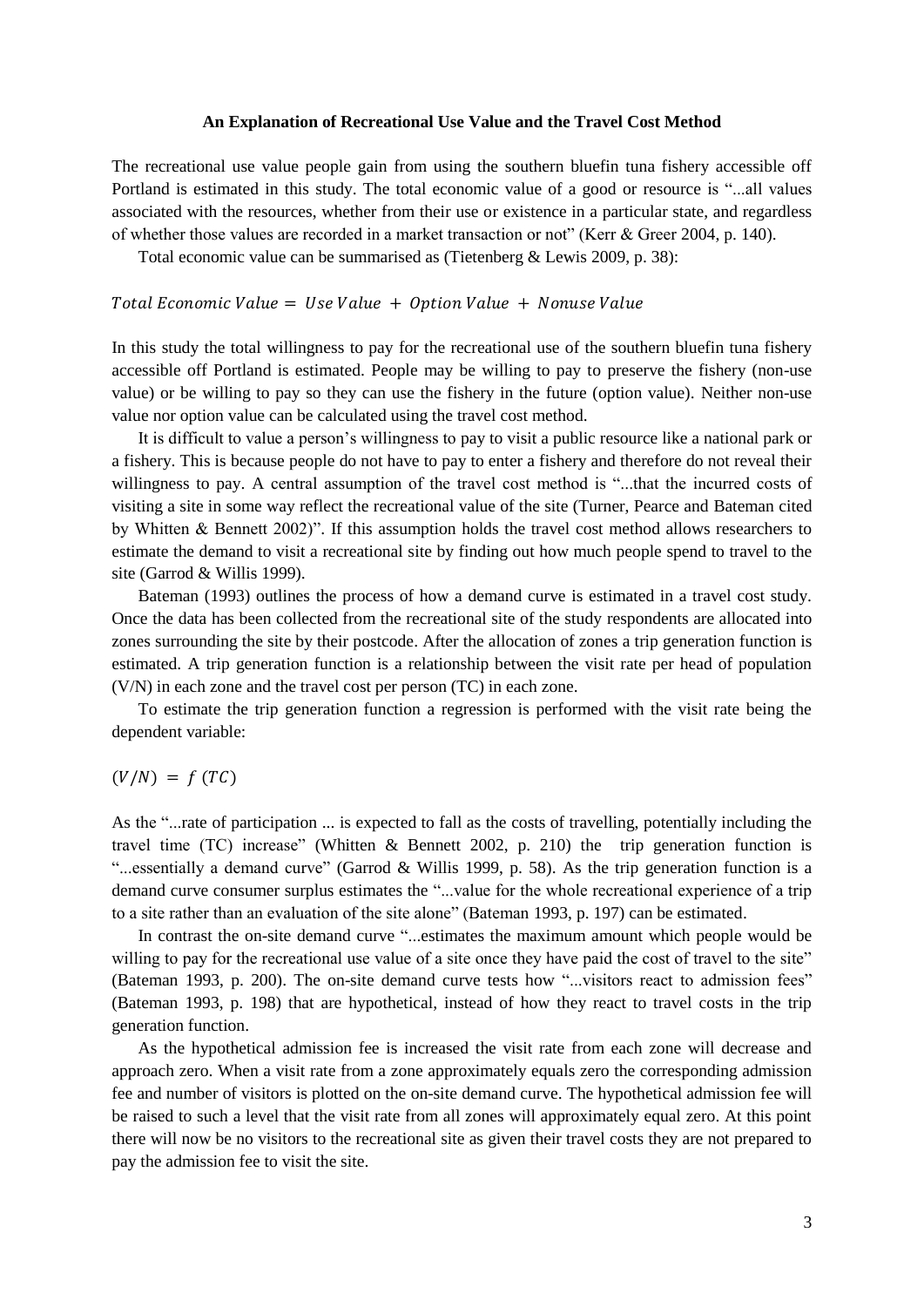**An Explanation of Recreational Use Value and the Travel Cost Method**

The recreational use value people gain from using the southern bluefin tuna fishery accessible off Portland is estimated in this study. The total economic value of a good or resource is "...all values associated with the resources, whether from their use or existence in a particular state, and regardless of whether those values are recorded in a market transaction or not" (Kerr & Greer 2004, p. 140).

Total economic value can be summarised as (Tietenberg & Lewis 2009, p. 38):

$$Total\ Economic\ Value = Use\ Value + Option\ Value + Nonuse\ Value$$

In this study the total willingness to pay for the recreational use of the southern bluefin tuna fishery accessible off Portland is estimated. People may be willing to pay to preserve the fishery (non-use value) or be willing to pay so they can use the fishery in the future (option value). Neither non-use value nor option value can be calculated using the travel cost method.

It is difficult to value a person's willingness to pay to visit a public resource like a national park or a fishery. This is because people do not have to pay to enter a fishery and therefore do not reveal their willingness to pay. A central assumption of the travel cost method is "...that the incurred costs of visiting a site in some way reflect the recreational value of the site (Turner, Pearce and Bateman cited by Whitten & Bennett 2002)". If this assumption holds the travel cost method allows researchers to estimate the demand to visit a recreational site by finding out how much people spend to travel to the site (Garrod & Willis 1999).

Bateman (1993) outlines the process of how a demand curve is estimated in a travel cost study. Once the data has been collected from the recreational site of the study respondents are allocated into zones surrounding the site by their postcode. After the allocation of zones a trip generation function is estimated. A trip generation function is a relationship between the visit rate per head of population (V/N) in each zone and the travel cost per person (TC) in each zone.

To estimate the trip generation function a regression is performed with the visit rate being the dependent variable:

$$(V/N) = f\ (TC)$$

As the "...rate of participation ... is expected to fall as the costs of travelling, potentially including the travel time (TC) increase" (Whitten & Bennett 2002, p. 210) the trip generation function is "...essentially a demand curve" (Garrod & Willis 1999, p. 58). As the trip generation function is a demand curve consumer surplus estimates the "...value for the whole recreational experience of a trip to a site rather than an evaluation of the site alone" (Bateman 1993, p. 197) can be estimated.

In contrast the on-site demand curve "...estimates the maximum amount which people would be willing to pay for the recreational use value of a site once they have paid the cost of travel to the site" (Bateman 1993, p. 200). The on-site demand curve tests how "...visitors react to admission fees" (Bateman 1993, p. 198) that are hypothetical, instead of how they react to travel costs in the trip generation function.

As the hypothetical admission fee is increased the visit rate from each zone will decrease and approach zero. When a visit rate from a zone approximately equals zero the corresponding admission fee and number of visitors is plotted on the on-site demand curve. The hypothetical admission fee will be raised to such a level that the visit rate from all zones will approximately equal zero. At this point there will now be no visitors to the recreational site as given their travel costs they are not prepared to pay the admission fee to visit the site.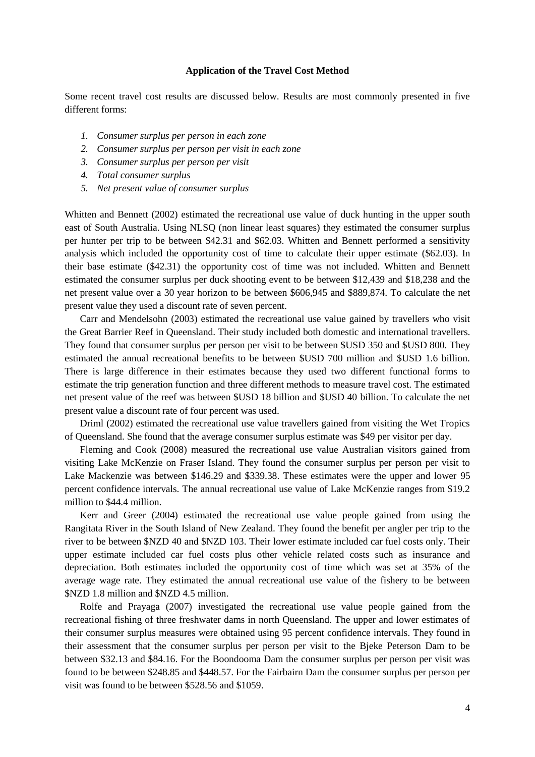**Application of the Travel Cost Method**

Some recent travel cost results are discussed below. Results are most commonly presented in five different forms:

1. *Consumer surplus per person in each zone*
2. *Consumer surplus per person per visit in each zone*
3. *Consumer surplus per person per visit*
4. *Total consumer surplus*
5. *Net present value of consumer surplus*

Whitten and Bennett (2002) estimated the recreational use value of duck hunting in the upper south east of South Australia. Using NLSQ (non linear least squares) they estimated the consumer surplus per hunter per trip to be between $42.31 and $62.03. Whitten and Bennett performed a sensitivity analysis which included the opportunity cost of time to calculate their upper estimate ($62.03). In their base estimate ($42.31) the opportunity cost of time was not included. Whitten and Bennett estimated the consumer surplus per duck shooting event to be between $12,439 and $18,238 and the net present value over a 30 year horizon to be between $606,945 and $889,874. To calculate the net present value they used a discount rate of seven percent.

Carr and Mendelsohn (2003) estimated the recreational use value gained by travellers who visit the Great Barrier Reef in Queensland. Their study included both domestic and international travellers. They found that consumer surplus per person per visit to be between $USD 350 and $USD 800. They estimated the annual recreational benefits to be between $USD 700 million and $USD 1.6 billion. There is large difference in their estimates because they used two different functional forms to estimate the trip generation function and three different methods to measure travel cost. The estimated net present value of the reef was between $USD 18 billion and $USD 40 billion. To calculate the net present value a discount rate of four percent was used.

Driml (2002) estimated the recreational use value travellers gained from visiting the Wet Tropics of Queensland. She found that the average consumer surplus estimate was $49 per visitor per day.

Fleming and Cook (2008) measured the recreational use value Australian visitors gained from visiting Lake McKenzie on Fraser Island. They found the consumer surplus per person per visit to Lake Mackenzie was between $146.29 and $339.38. These estimates were the upper and lower 95 percent confidence intervals. The annual recreational use value of Lake McKenzie ranges from $19.2 million to $44.4 million.

Kerr and Greer (2004) estimated the recreational use value people gained from using the Rangitata River in the South Island of New Zealand. They found the benefit per angler per trip to the river to be between $NZD 40 and $NZD 103. Their lower estimate included car fuel costs only. Their upper estimate included car fuel costs plus other vehicle related costs such as insurance and depreciation. Both estimates included the opportunity cost of time which was set at 35% of the average wage rate. They estimated the annual recreational use value of the fishery to be between $NZD 1.8 million and $NZD 4.5 million.

Rolfe and Prayaga (2007) investigated the recreational use value people gained from the recreational fishing of three freshwater dams in north Queensland. The upper and lower estimates of their consumer surplus measures were obtained using 95 percent confidence intervals. They found in their assessment that the consumer surplus per person per visit to the Bjeke Peterson Dam to be between $32.13 and $84.16. For the Boondooma Dam the consumer surplus per person per visit was found to be between $248.85 and $448.57. For the Fairbairn Dam the consumer surplus per person per visit was found to be between $528.56 and $1059.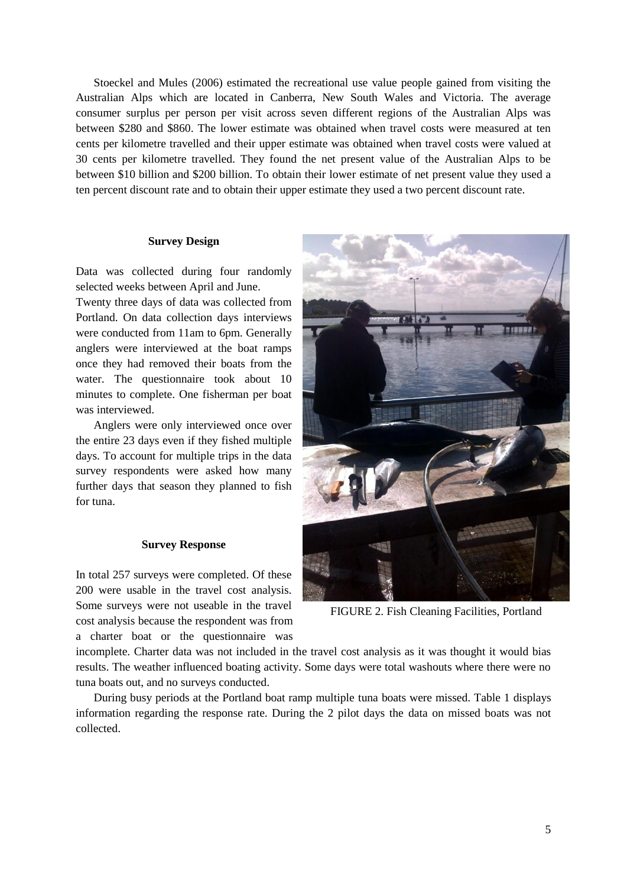Stoeckel and Mules (2006) estimated the recreational use value people gained from visiting the Australian Alps which are located in Canberra, New South Wales and Victoria. The average consumer surplus per person per visit across seven different regions of the Australian Alps was between $280 and $860. The lower estimate was obtained when travel costs were measured at ten cents per kilometre travelled and their upper estimate was obtained when travel costs were valued at 30 cents per kilometre travelled. They found the net present value of the Australian Alps to be between $10 billion and $200 billion. To obtain their lower estimate of net present value they used a ten percent discount rate and to obtain their upper estimate they used a two percent discount rate.

## Survey Design

Data was collected during four randomly selected weeks between April and June. Twenty three days of data was collected from Portland. On data collection days interviews were conducted from 11am to 6pm. Generally anglers were interviewed at the boat ramps once they had removed their boats from the water. The questionnaire took about 10 minutes to complete. One fisherman per boat was interviewed.

Anglers were only interviewed once over the entire 23 days even if they fished multiple days. To account for multiple trips in the data survey respondents were asked how many further days that season they planned to fish for tuna.

FIGURE 2. Fish Cleaning Facilities, Portland

## Survey Response

In total 257 surveys were completed. Of these 200 were usable in the travel cost analysis. Some surveys were not useable in the travel cost analysis because the respondent was from a charter boat or the questionnaire was incomplete. Charter data was not included in the travel cost analysis as it was thought it would bias results. The weather influenced boating activity. Some days were total washouts where there were no tuna boats out, and no surveys conducted.

During busy periods at the Portland boat ramp multiple tuna boats were missed. Table 1 displays information regarding the response rate. During the 2 pilot days the data on missed boats was not collected.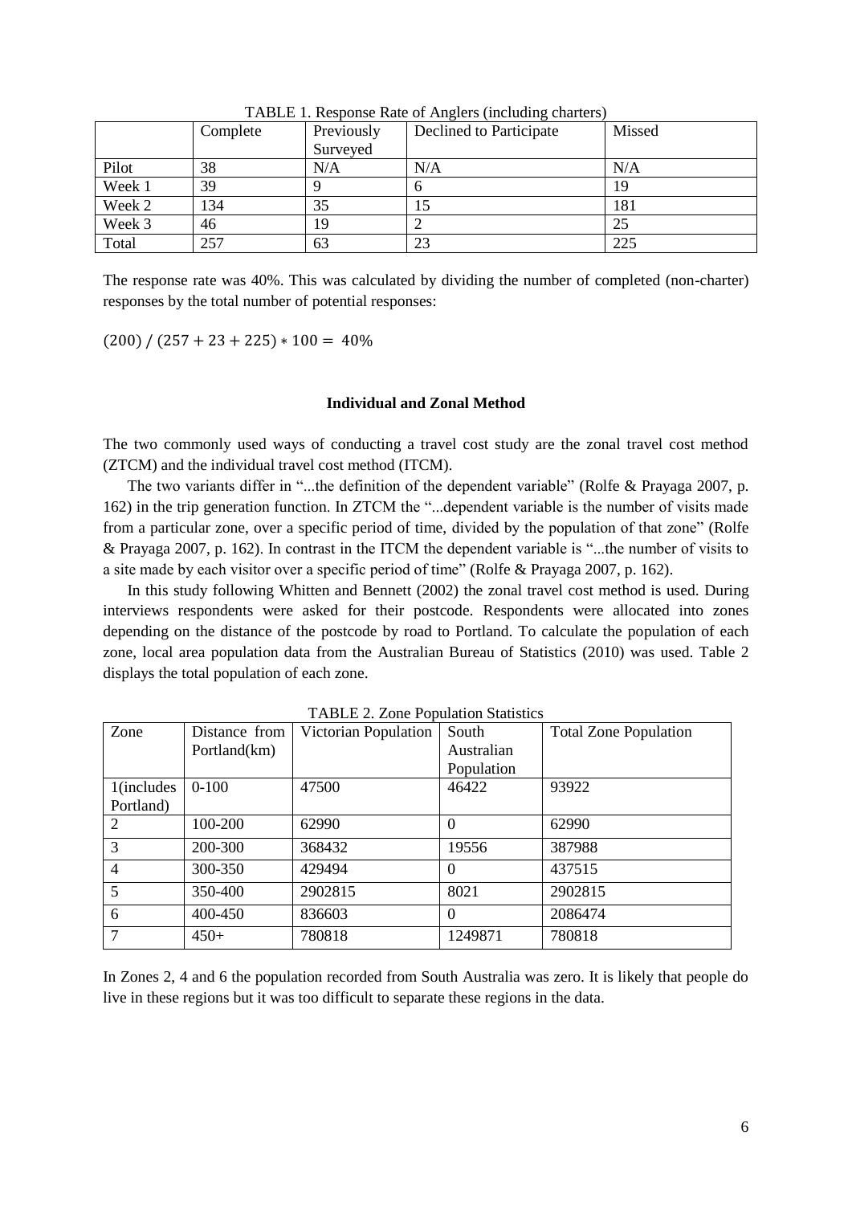TABLE 1. Response Rate of Anglers (including charters)

| | Complete | Previously Surveyed | Declined to Participate | Missed |
|---|---|---|---|---|
| Pilot | 38 | N/A | N/A | N/A |
| Week 1 | 39 | 9 | 6 | 19 |
| Week 2 | 134 | 35 | 15 | 181 |
| Week 3 | 46 | 19 | 2 | 25 |
| Total | 257 | 63 | 23 | 225 |

The response rate was 40%. This was calculated by dividing the number of completed (non-charter) responses by the total number of potential responses:

$(200)\ /\ (257 + 23 + 225) * 100 =\ 40\%$

**Individual and Zonal Method**

The two commonly used ways of conducting a travel cost study are the zonal travel cost method (ZTCM) and the individual travel cost method (ITCM).

The two variants differ in "...the definition of the dependent variable" (Rolfe & Prayaga 2007, p. 162) in the trip generation function. In ZTCM the "...dependent variable is the number of visits made from a particular zone, over a specific period of time, divided by the population of that zone" (Rolfe & Prayaga 2007, p. 162). In contrast in the ITCM the dependent variable is "...the number of visits to a site made by each visitor over a specific period of time" (Rolfe & Prayaga 2007, p. 162).

In this study following Whitten and Bennett (2002) the zonal travel cost method is used. During interviews respondents were asked for their postcode. Respondents were allocated into zones depending on the distance of the postcode by road to Portland. To calculate the population of each zone, local area population data from the Australian Bureau of Statistics (2010) was used. Table 2 displays the total population of each zone.

TABLE 2. Zone Population Statistics

| Zone | Distance from Portland(km) | Victorian Population | South Australian Population | Total Zone Population |
|---|---|---|---|---|
| 1(includes Portland) | 0-100 | 47500 | 46422 | 93922 |
| 2 | 100-200 | 62990 | 0 | 62990 |
| 3 | 200-300 | 368432 | 19556 | 387988 |
| 4 | 300-350 | 429494 | 0 | 437515 |
| 5 | 350-400 | 2902815 | 8021 | 2902815 |
| 6 | 400-450 | 836603 | 0 | 2086474 |
| 7 | 450+ | 780818 | 1249871 | 780818 |

In Zones 2, 4 and 6 the population recorded from South Australia was zero. It is likely that people do live in these regions but it was too difficult to separate these regions in the data.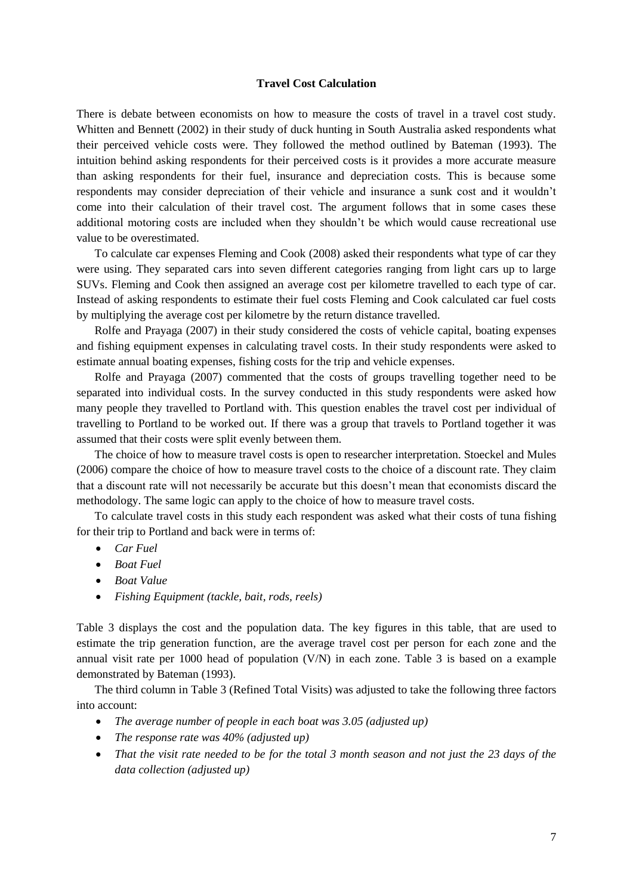## Travel Cost Calculation

There is debate between economists on how to measure the costs of travel in a travel cost study. Whitten and Bennett (2002) in their study of duck hunting in South Australia asked respondents what their perceived vehicle costs were. They followed the method outlined by Bateman (1993). The intuition behind asking respondents for their perceived costs is it provides a more accurate measure than asking respondents for their fuel, insurance and depreciation costs. This is because some respondents may consider depreciation of their vehicle and insurance a sunk cost and it wouldn't come into their calculation of their travel cost. The argument follows that in some cases these additional motoring costs are included when they shouldn't be which would cause recreational use value to be overestimated.

To calculate car expenses Fleming and Cook (2008) asked their respondents what type of car they were using. They separated cars into seven different categories ranging from light cars up to large SUVs. Fleming and Cook then assigned an average cost per kilometre travelled to each type of car. Instead of asking respondents to estimate their fuel costs Fleming and Cook calculated car fuel costs by multiplying the average cost per kilometre by the return distance travelled.

Rolfe and Prayaga (2007) in their study considered the costs of vehicle capital, boating expenses and fishing equipment expenses in calculating travel costs. In their study respondents were asked to estimate annual boating expenses, fishing costs for the trip and vehicle expenses.

Rolfe and Prayaga (2007) commented that the costs of groups travelling together need to be separated into individual costs. In the survey conducted in this study respondents were asked how many people they travelled to Portland with. This question enables the travel cost per individual of travelling to Portland to be worked out. If there was a group that travels to Portland together it was assumed that their costs were split evenly between them.

The choice of how to measure travel costs is open to researcher interpretation. Stoeckel and Mules (2006) compare the choice of how to measure travel costs to the choice of a discount rate. They claim that a discount rate will not necessarily be accurate but this doesn't mean that economists discard the methodology. The same logic can apply to the choice of how to measure travel costs.

To calculate travel costs in this study each respondent was asked what their costs of tuna fishing for their trip to Portland and back were in terms of:

- *Car Fuel*
- *Boat Fuel*
- *Boat Value*
- *Fishing Equipment (tackle, bait, rods, reels)*

Table 3 displays the cost and the population data. The key figures in this table, that are used to estimate the trip generation function, are the average travel cost per person for each zone and the annual visit rate per 1000 head of population (V/N) in each zone. Table 3 is based on a example demonstrated by Bateman (1993).

The third column in Table 3 (Refined Total Visits) was adjusted to take the following three factors into account:

- *The average number of people in each boat was 3.05 (adjusted up)*
- *The response rate was 40% (adjusted up)*
- *That the visit rate needed to be for the total 3 month season and not just the 23 days of the data collection (adjusted up)*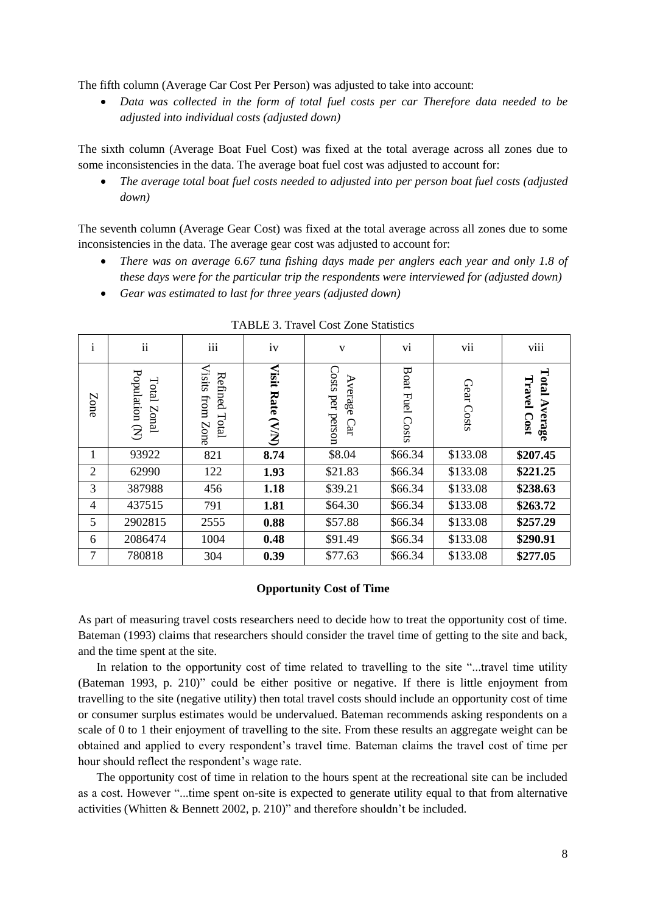The fifth column (Average Car Cost Per Person) was adjusted to take into account:

- *Data was collected in the form of total fuel costs per car Therefore data needed to be adjusted into individual costs (adjusted down)*

The sixth column (Average Boat Fuel Cost) was fixed at the total average across all zones due to some inconsistencies in the data. The average boat fuel cost was adjusted to account for:

- *The average total boat fuel costs needed to adjusted into per person boat fuel costs (adjusted down)*

The seventh column (Average Gear Cost) was fixed at the total average across all zones due to some inconsistencies in the data. The average gear cost was adjusted to account for:

- *There was on average 6.67 tuna fishing days made per anglers each year and only 1.8 of these days were for the particular trip the respondents were interviewed for (adjusted down)*
- *Gear was estimated to last for three years (adjusted down)*

TABLE 3. Travel Cost Zone Statistics

| i | ii | iii | iv | v | vi | vii | viii |
|---|---|---|---|---|---|---|---|
| Zone | Total Zonal Population (N) | Refined Total Visits from Zone | **Visit Rate (V/N)** | Average Car Costs per person | Boat Fuel Costs | Gear Costs | **Total Average Travel Cost** |
| 1 | 93922 | 821 | **8.74** | $8.04 | $66.34 | $133.08 | **$207.45** |
| 2 | 62990 | 122 | **1.93** | $21.83 | $66.34 | $133.08 | **$221.25** |
| 3 | 387988 | 456 | **1.18** | $39.21 | $66.34 | $133.08 | **$238.63** |
| 4 | 437515 | 791 | **1.81** | $64.30 | $66.34 | $133.08 | **$263.72** |
| 5 | 2902815 | 2555 | **0.88** | $57.88 | $66.34 | $133.08 | **$257.29** |
| 6 | 2086474 | 1004 | **0.48** | $91.49 | $66.34 | $133.08 | **$290.91** |
| 7 | 780818 | 304 | **0.39** | $77.63 | $66.34 | $133.08 | **$277.05** |

**Opportunity Cost of Time**

As part of measuring travel costs researchers need to decide how to treat the opportunity cost of time. Bateman (1993) claims that researchers should consider the travel time of getting to the site and back, and the time spent at the site.

In relation to the opportunity cost of time related to travelling to the site "...travel time utility (Bateman 1993, p. 210)" could be either positive or negative. If there is little enjoyment from travelling to the site (negative utility) then total travel costs should include an opportunity cost of time or consumer surplus estimates would be undervalued. Bateman recommends asking respondents on a scale of 0 to 1 their enjoyment of travelling to the site. From these results an aggregate weight can be obtained and applied to every respondent's travel time. Bateman claims the travel cost of time per hour should reflect the respondent's wage rate.

The opportunity cost of time in relation to the hours spent at the recreational site can be included as a cost. However "...time spent on-site is expected to generate utility equal to that from alternative activities (Whitten & Bennett 2002, p. 210)" and therefore shouldn't be included.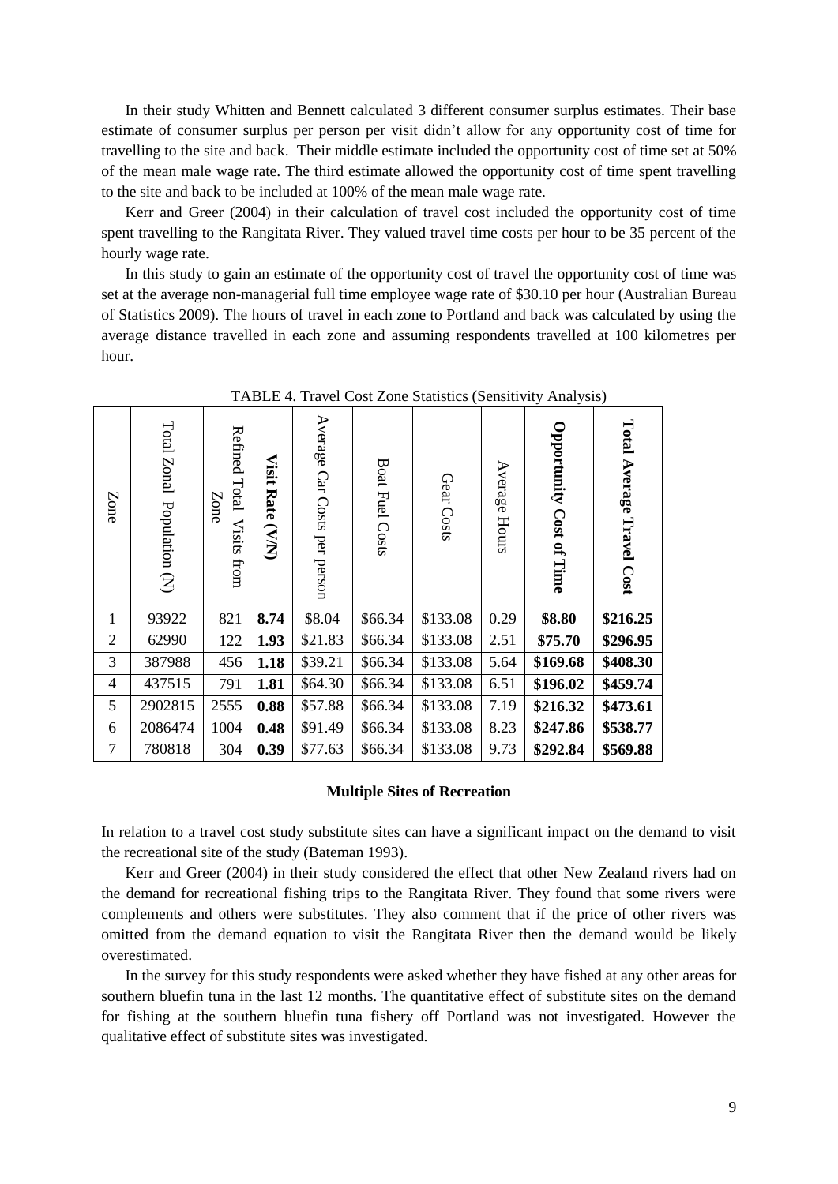In their study Whitten and Bennett calculated 3 different consumer surplus estimates. Their base estimate of consumer surplus per person per visit didn't allow for any opportunity cost of time for travelling to the site and back. Their middle estimate included the opportunity cost of time set at 50% of the mean male wage rate. The third estimate allowed the opportunity cost of time spent travelling to the site and back to be included at 100% of the mean male wage rate.

Kerr and Greer (2004) in their calculation of travel cost included the opportunity cost of time spent travelling to the Rangitata River. They valued travel time costs per hour to be 35 percent of the hourly wage rate.

In this study to gain an estimate of the opportunity cost of travel the opportunity cost of time was set at the average non-managerial full time employee wage rate of $30.10 per hour (Australian Bureau of Statistics 2009). The hours of travel in each zone to Portland and back was calculated by using the average distance travelled in each zone and assuming respondents travelled at 100 kilometres per hour.

TABLE 4. Travel Cost Zone Statistics (Sensitivity Analysis)

| Zone | Total Zonal Population (N) | Refined Total Visits from Zone | **Visit Rate (V/N)** | Average Car Costs per person | Boat Fuel Costs | Gear Costs | Average Hours | **Opportunity Cost of Time** | **Total Average Travel Cost** |
|---|---|---|---|---|---|---|---|---|---|
| 1 | 93922 | 821 | **8.74** | $8.04 | $66.34 | $133.08 | 0.29 | **$8.80** | **$216.25** |
| 2 | 62990 | 122 | **1.93** | $21.83 | $66.34 | $133.08 | 2.51 | **$75.70** | **$296.95** |
| 3 | 387988 | 456 | **1.18** | $39.21 | $66.34 | $133.08 | 5.64 | **$169.68** | **$408.30** |
| 4 | 437515 | 791 | **1.81** | $64.30 | $66.34 | $133.08 | 6.51 | **$196.02** | **$459.74** |
| 5 | 2902815 | 2555 | **0.88** | $57.88 | $66.34 | $133.08 | 7.19 | **$216.32** | **$473.61** |
| 6 | 2086474 | 1004 | **0.48** | $91.49 | $66.34 | $133.08 | 8.23 | **$247.86** | **$538.77** |
| 7 | 780818 | 304 | **0.39** | $77.63 | $66.34 | $133.08 | 9.73 | **$292.84** | **$569.88** |

### Multiple Sites of Recreation

In relation to a travel cost study substitute sites can have a significant impact on the demand to visit the recreational site of the study (Bateman 1993).

Kerr and Greer (2004) in their study considered the effect that other New Zealand rivers had on the demand for recreational fishing trips to the Rangitata River. They found that some rivers were complements and others were substitutes. They also comment that if the price of other rivers was omitted from the demand equation to visit the Rangitata River then the demand would be likely overestimated.

In the survey for this study respondents were asked whether they have fished at any other areas for southern bluefin tuna in the last 12 months. The quantitative effect of substitute sites on the demand for fishing at the southern bluefin tuna fishery off Portland was not investigated. However the qualitative effect of substitute sites was investigated.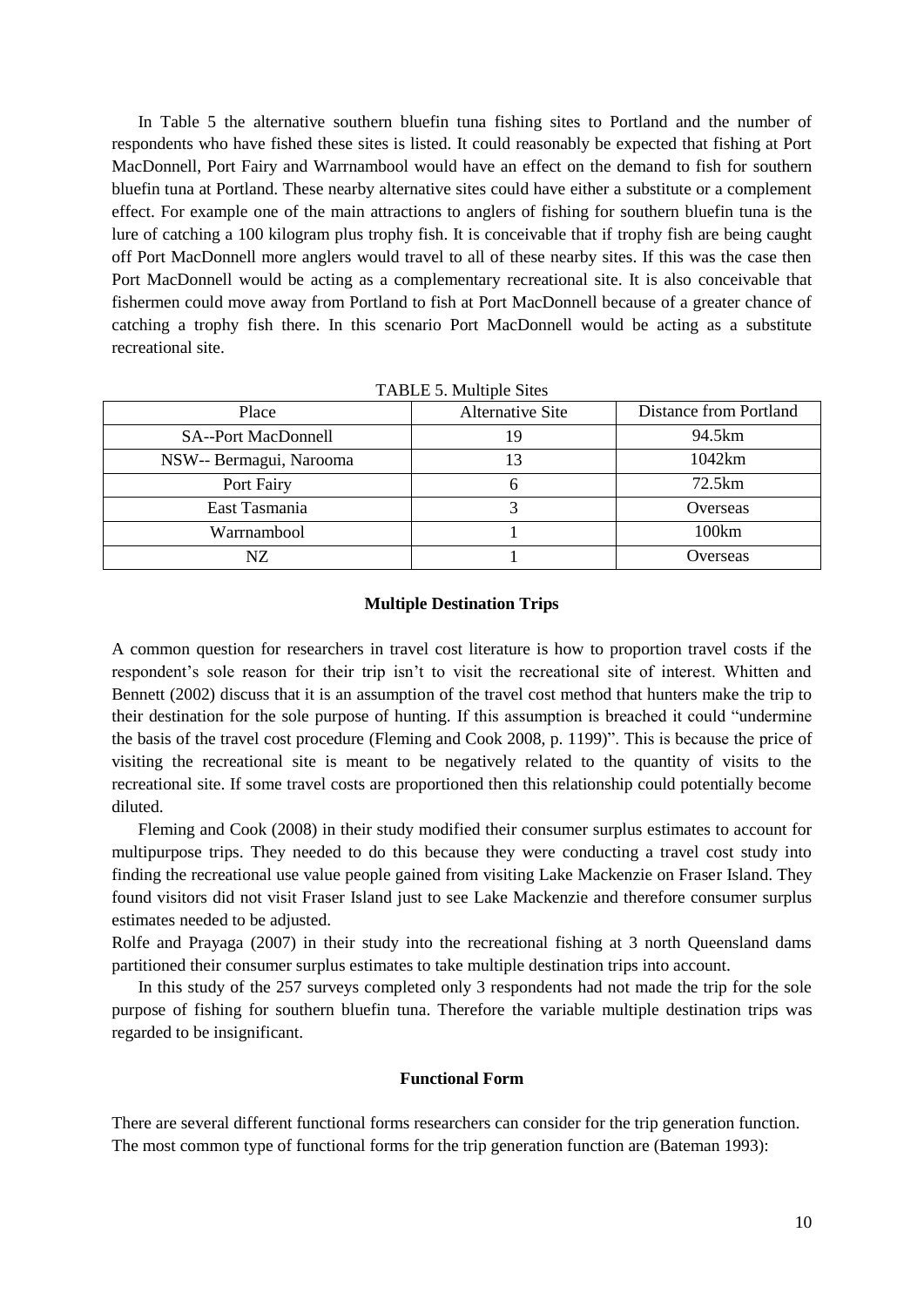In Table 5 the alternative southern bluefin tuna fishing sites to Portland and the number of respondents who have fished these sites is listed. It could reasonably be expected that fishing at Port MacDonnell, Port Fairy and Warrnambool would have an effect on the demand to fish for southern bluefin tuna at Portland. These nearby alternative sites could have either a substitute or a complement effect. For example one of the main attractions to anglers of fishing for southern bluefin tuna is the lure of catching a 100 kilogram plus trophy fish. It is conceivable that if trophy fish are being caught off Port MacDonnell more anglers would travel to all of these nearby sites. If this was the case then Port MacDonnell would be acting as a complementary recreational site. It is also conceivable that fishermen could move away from Portland to fish at Port MacDonnell because of a greater chance of catching a trophy fish there. In this scenario Port MacDonnell would be acting as a substitute recreational site.

TABLE 5. Multiple Sites

| Place | Alternative Site | Distance from Portland |
|---|---|---|
| SA--Port MacDonnell | 19 | 94.5km |
| NSW-- Bermagui, Narooma | 13 | 1042km |
| Port Fairy | 6 | 72.5km |
| East Tasmania | 3 | Overseas |
| Warrnambool | 1 | 100km |
| NZ | 1 | Overseas |

### Multiple Destination Trips

A common question for researchers in travel cost literature is how to proportion travel costs if the respondent's sole reason for their trip isn't to visit the recreational site of interest. Whitten and Bennett (2002) discuss that it is an assumption of the travel cost method that hunters make the trip to their destination for the sole purpose of hunting. If this assumption is breached it could "undermine the basis of the travel cost procedure (Fleming and Cook 2008, p. 1199)". This is because the price of visiting the recreational site is meant to be negatively related to the quantity of visits to the recreational site. If some travel costs are proportioned then this relationship could potentially become diluted.

Fleming and Cook (2008) in their study modified their consumer surplus estimates to account for multipurpose trips. They needed to do this because they were conducting a travel cost study into finding the recreational use value people gained from visiting Lake Mackenzie on Fraser Island. They found visitors did not visit Fraser Island just to see Lake Mackenzie and therefore consumer surplus estimates needed to be adjusted.

Rolfe and Prayaga (2007) in their study into the recreational fishing at 3 north Queensland dams partitioned their consumer surplus estimates to take multiple destination trips into account.

In this study of the 257 surveys completed only 3 respondents had not made the trip for the sole purpose of fishing for southern bluefin tuna. Therefore the variable multiple destination trips was regarded to be insignificant.

### Functional Form

There are several different functional forms researchers can consider for the trip generation function. The most common type of functional forms for the trip generation function are (Bateman 1993):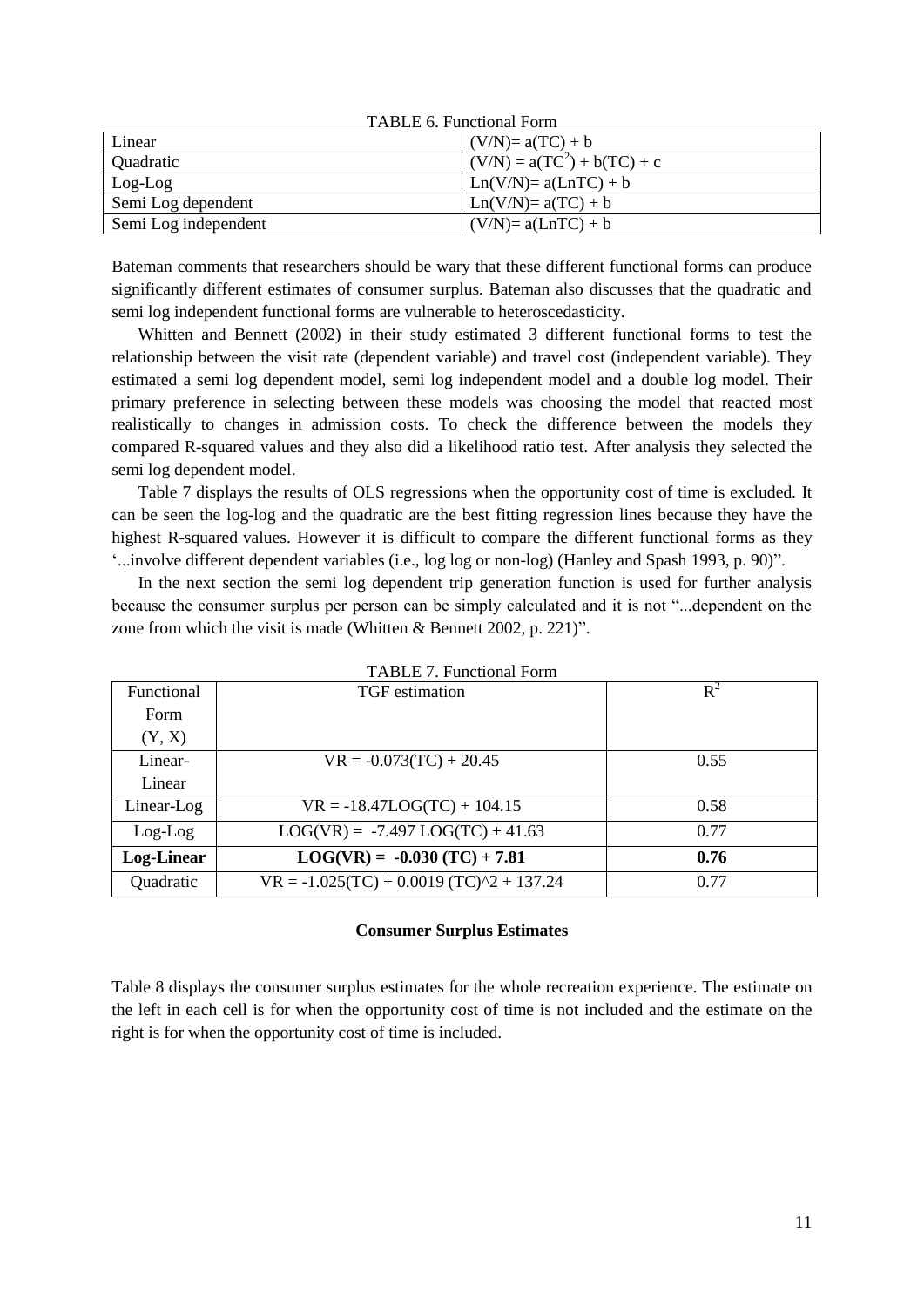TABLE 6. Functional Form

| | |
|---|---|
| Linear | $(V/N) = a(TC) + b$ |
| Quadratic | $(V/N) = a(TC^2) + b(TC) + c$ |
| Log-Log | $Ln(V/N) = a(LnTC) + b$ |
| Semi Log dependent | $Ln(V/N) = a(TC) + b$ |
| Semi Log independent | $(V/N) = a(LnTC) + b$ |

Bateman comments that researchers should be wary that these different functional forms can produce significantly different estimates of consumer surplus. Bateman also discusses that the quadratic and semi log independent functional forms are vulnerable to heteroscedasticity.

Whitten and Bennett (2002) in their study estimated 3 different functional forms to test the relationship between the visit rate (dependent variable) and travel cost (independent variable). They estimated a semi log dependent model, semi log independent model and a double log model. Their primary preference in selecting between these models was choosing the model that reacted most realistically to changes in admission costs. To check the difference between the models they compared R-squared values and they also did a likelihood ratio test. After analysis they selected the semi log dependent model.

Table 7 displays the results of OLS regressions when the opportunity cost of time is excluded. It can be seen the log-log and the quadratic are the best fitting regression lines because they have the highest R-squared values. However it is difficult to compare the different functional forms as they '...involve different dependent variables (i.e., log log or non-log) (Hanley and Spash 1993, p. 90)".

In the next section the semi log dependent trip generation function is used for further analysis because the consumer surplus per person can be simply calculated and it is not "...dependent on the zone from which the visit is made (Whitten & Bennett 2002, p. 221)".

TABLE 7. Functional Form

| Functional Form (Y, X) | TGF estimation | $R^2$ |
|---|---|---|
| Linear-Linear | $VR = -0.073(TC) + 20.45$ | 0.55 |
| Linear-Log | $VR = -18.47LOG(TC) + 104.15$ | 0.58 |
| Log-Log | $LOG(VR) = -7.497 LOG(TC) + 41.63$ | 0.77 |
| **Log-Linear** | $\mathbf{LOG(VR) = -0.030 (TC) + 7.81}$ | **0.76** |
| Quadratic | $VR = -1.025(TC) + 0.0019 (TC)^2 + 137.24$ | 0.77 |

#### Consumer Surplus Estimates

Table 8 displays the consumer surplus estimates for the whole recreation experience. The estimate on the left in each cell is for when the opportunity cost of time is not included and the estimate on the right is for when the opportunity cost of time is included.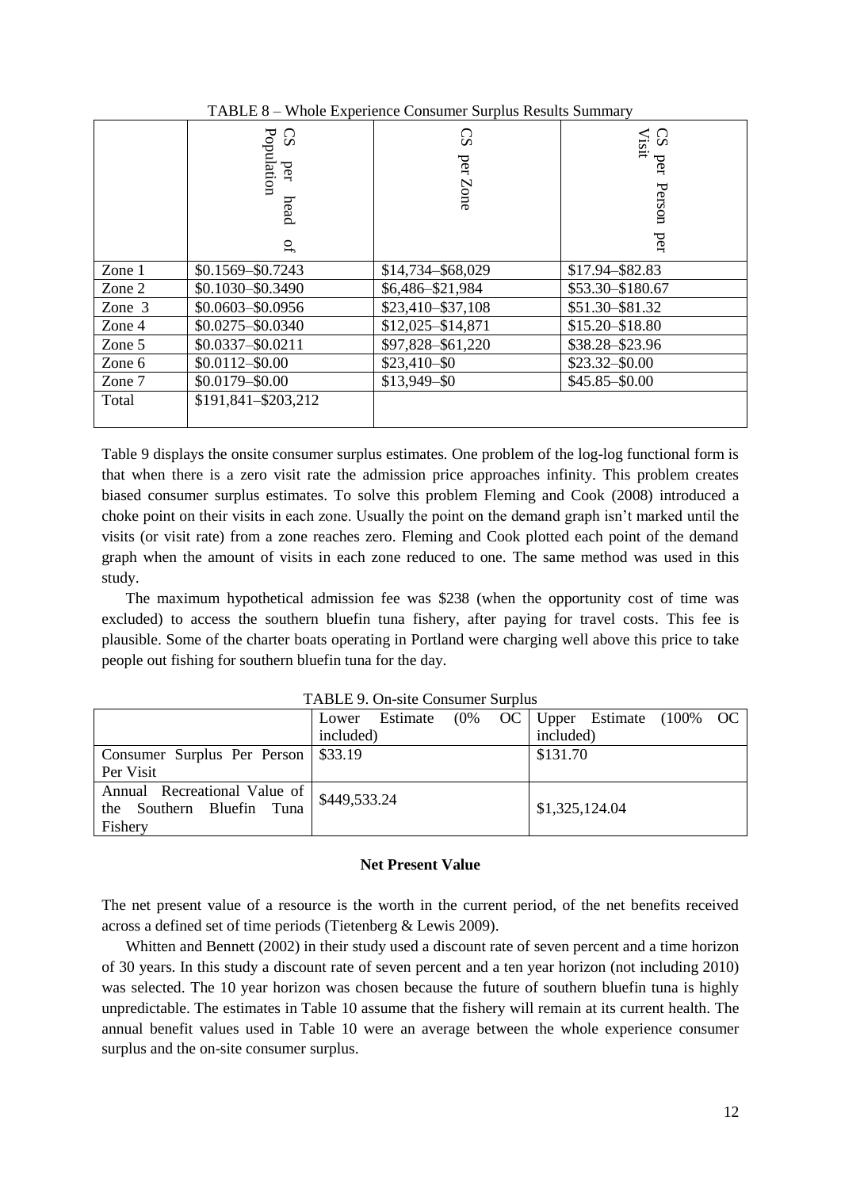TABLE 8 – Whole Experience Consumer Surplus Results Summary

| | CS per head of Population | CS per Zone | CS per Person per Visit |
|---|---|---|---|
| Zone 1 | $0.1569–$0.7243 | $14,734–$68,029 | $17.94–$82.83 |
| Zone 2 | $0.1030–$0.3490 | $6,486–$21,984 | $53.30–$180.67 |
| Zone 3 | $0.0603–$0.0956 | $23,410–$37,108 | $51.30–$81.32 |
| Zone 4 | $0.0275–$0.0340 | $12,025–$14,871 | $15.20–$18.80 |
| Zone 5 | $0.0337–$0.0211 | $97,828–$61,220 | $38.28–$23.96 |
| Zone 6 | $0.0112–$0.00 | $23,410–$0 | $23.32–$0.00 |
| Zone 7 | $0.0179–$0.00 | $13,949–$0 | $45.85–$0.00 |
| Total | $191,841–$203,212 | | |

Table 9 displays the onsite consumer surplus estimates. One problem of the log-log functional form is that when there is a zero visit rate the admission price approaches infinity. This problem creates biased consumer surplus estimates. To solve this problem Fleming and Cook (2008) introduced a choke point on their visits in each zone. Usually the point on the demand graph isn't marked until the visits (or visit rate) from a zone reaches zero. Fleming and Cook plotted each point of the demand graph when the amount of visits in each zone reduced to one. The same method was used in this study.

The maximum hypothetical admission fee was $238 (when the opportunity cost of time was excluded) to access the southern bluefin tuna fishery, after paying for travel costs. This fee is plausible. Some of the charter boats operating in Portland were charging well above this price to take people out fishing for southern bluefin tuna for the day.

TABLE 9. On-site Consumer Surplus

| | Lower Estimate (0% OC included) | Upper Estimate (100% OC included) |
|---|---|---|
| Consumer Surplus Per Person Per Visit | $33.19 | $131.70 |
| Annual Recreational Value of the Southern Bluefin Tuna Fishery | $449,533.24 | $1,325,124.04 |

**Net Present Value**

The net present value of a resource is the worth in the current period, of the net benefits received across a defined set of time periods (Tietenberg & Lewis 2009).

Whitten and Bennett (2002) in their study used a discount rate of seven percent and a time horizon of 30 years. In this study a discount rate of seven percent and a ten year horizon (not including 2010) was selected. The 10 year horizon was chosen because the future of southern bluefin tuna is highly unpredictable. The estimates in Table 10 assume that the fishery will remain at its current health. The annual benefit values used in Table 10 were an average between the whole experience consumer surplus and the on-site consumer surplus.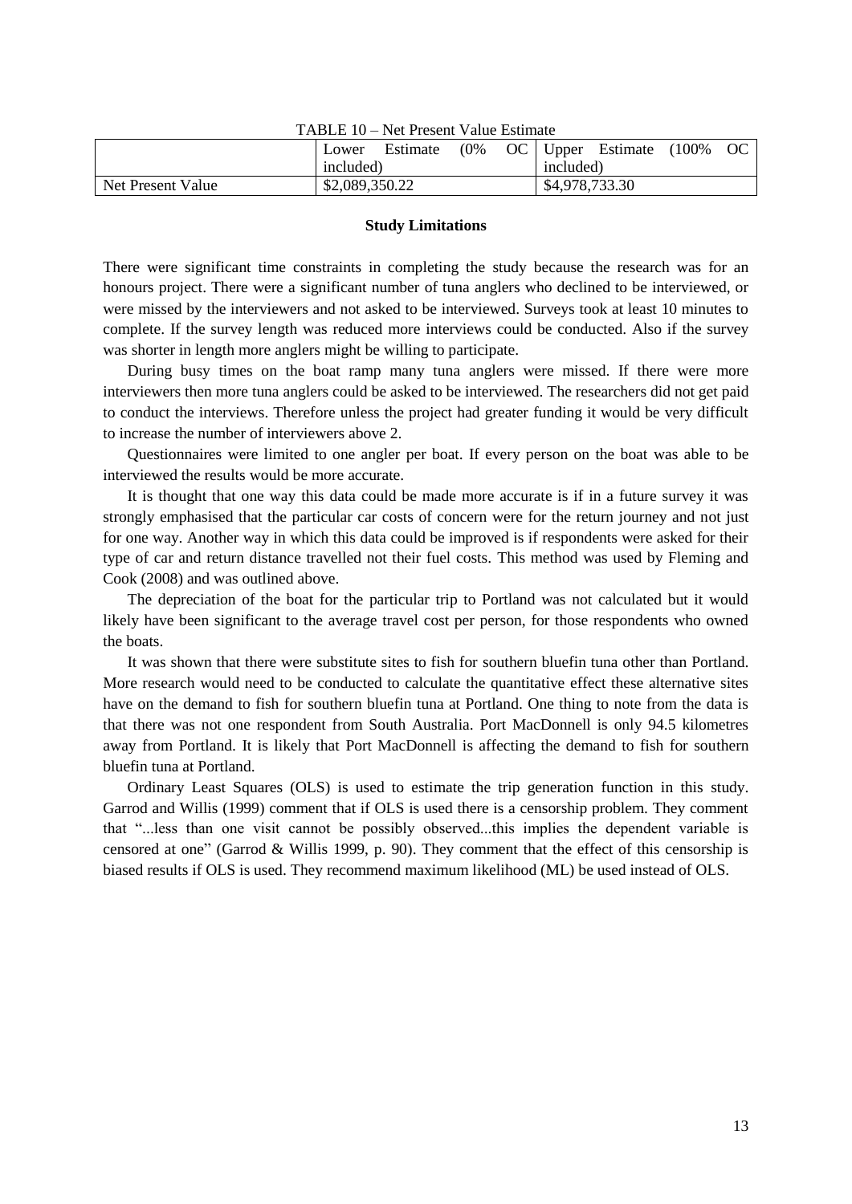TABLE 10 – Net Present Value Estimate

| | Lower Estimate (0% OC included) | Upper Estimate (100% OC included) |
|---|---|---|
| Net Present Value | \$2,089,350.22 | \$4,978,733.30 |

**Study Limitations**

There were significant time constraints in completing the study because the research was for an honours project. There were a significant number of tuna anglers who declined to be interviewed, or were missed by the interviewers and not asked to be interviewed. Surveys took at least 10 minutes to complete. If the survey length was reduced more interviews could be conducted. Also if the survey was shorter in length more anglers might be willing to participate.

During busy times on the boat ramp many tuna anglers were missed. If there were more interviewers then more tuna anglers could be asked to be interviewed. The researchers did not get paid to conduct the interviews. Therefore unless the project had greater funding it would be very difficult to increase the number of interviewers above 2.

Questionnaires were limited to one angler per boat. If every person on the boat was able to be interviewed the results would be more accurate.

It is thought that one way this data could be made more accurate is if in a future survey it was strongly emphasised that the particular car costs of concern were for the return journey and not just for one way. Another way in which this data could be improved is if respondents were asked for their type of car and return distance travelled not their fuel costs. This method was used by Fleming and Cook (2008) and was outlined above.

The depreciation of the boat for the particular trip to Portland was not calculated but it would likely have been significant to the average travel cost per person, for those respondents who owned the boats.

It was shown that there were substitute sites to fish for southern bluefin tuna other than Portland. More research would need to be conducted to calculate the quantitative effect these alternative sites have on the demand to fish for southern bluefin tuna at Portland. One thing to note from the data is that there was not one respondent from South Australia. Port MacDonnell is only 94.5 kilometres away from Portland. It is likely that Port MacDonnell is affecting the demand to fish for southern bluefin tuna at Portland.

Ordinary Least Squares (OLS) is used to estimate the trip generation function in this study. Garrod and Willis (1999) comment that if OLS is used there is a censorship problem. They comment that "...less than one visit cannot be possibly observed...this implies the dependent variable is censored at one" (Garrod & Willis 1999, p. 90). They comment that the effect of this censorship is biased results if OLS is used. They recommend maximum likelihood (ML) be used instead of OLS.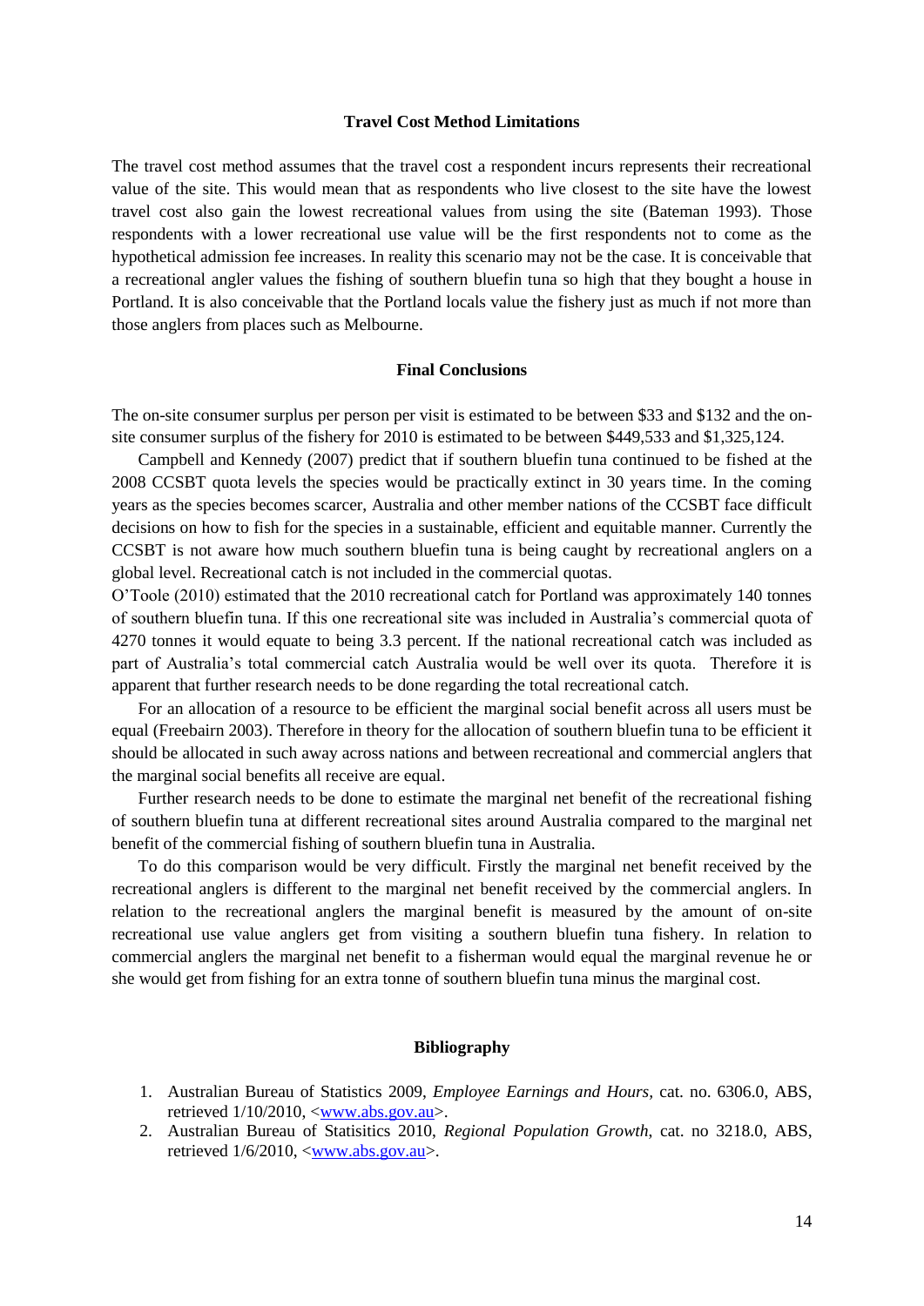## Travel Cost Method Limitations

The travel cost method assumes that the travel cost a respondent incurs represents their recreational value of the site. This would mean that as respondents who live closest to the site have the lowest travel cost also gain the lowest recreational values from using the site (Bateman 1993). Those respondents with a lower recreational use value will be the first respondents not to come as the hypothetical admission fee increases. In reality this scenario may not be the case. It is conceivable that a recreational angler values the fishing of southern bluefin tuna so high that they bought a house in Portland. It is also conceivable that the Portland locals value the fishery just as much if not more than those anglers from places such as Melbourne.

## Final Conclusions

The on-site consumer surplus per person per visit is estimated to be between $33 and $132 and the on-site consumer surplus of the fishery for 2010 is estimated to be between $449,533 and $1,325,124.

Campbell and Kennedy (2007) predict that if southern bluefin tuna continued to be fished at the 2008 CCSBT quota levels the species would be practically extinct in 30 years time. In the coming years as the species becomes scarcer, Australia and other member nations of the CCSBT face difficult decisions on how to fish for the species in a sustainable, efficient and equitable manner. Currently the CCSBT is not aware how much southern bluefin tuna is being caught by recreational anglers on a global level. Recreational catch is not included in the commercial quotas.

O'Toole (2010) estimated that the 2010 recreational catch for Portland was approximately 140 tonnes of southern bluefin tuna. If this one recreational site was included in Australia's commercial quota of 4270 tonnes it would equate to being 3.3 percent. If the national recreational catch was included as part of Australia's total commercial catch Australia would be well over its quota. Therefore it is apparent that further research needs to be done regarding the total recreational catch.

For an allocation of a resource to be efficient the marginal social benefit across all users must be equal (Freebairn 2003). Therefore in theory for the allocation of southern bluefin tuna to be efficient it should be allocated in such away across nations and between recreational and commercial anglers that the marginal social benefits all receive are equal.

Further research needs to be done to estimate the marginal net benefit of the recreational fishing of southern bluefin tuna at different recreational sites around Australia compared to the marginal net benefit of the commercial fishing of southern bluefin tuna in Australia.

To do this comparison would be very difficult. Firstly the marginal net benefit received by the recreational anglers is different to the marginal net benefit received by the commercial anglers. In relation to the recreational anglers the marginal benefit is measured by the amount of on-site recreational use value anglers get from visiting a southern bluefin tuna fishery. In relation to commercial anglers the marginal net benefit to a fisherman would equal the marginal revenue he or she would get from fishing for an extra tonne of southern bluefin tuna minus the marginal cost.

## Bibliography

1. Australian Bureau of Statistics 2009, *Employee Earnings and Hours*, cat. no. 6306.0, ABS, retrieved 1/10/2010, <www.abs.gov.au>.
2. Australian Bureau of Statisitics 2010, *Regional Population Growth*, cat. no 3218.0, ABS, retrieved 1/6/2010, <www.abs.gov.au>.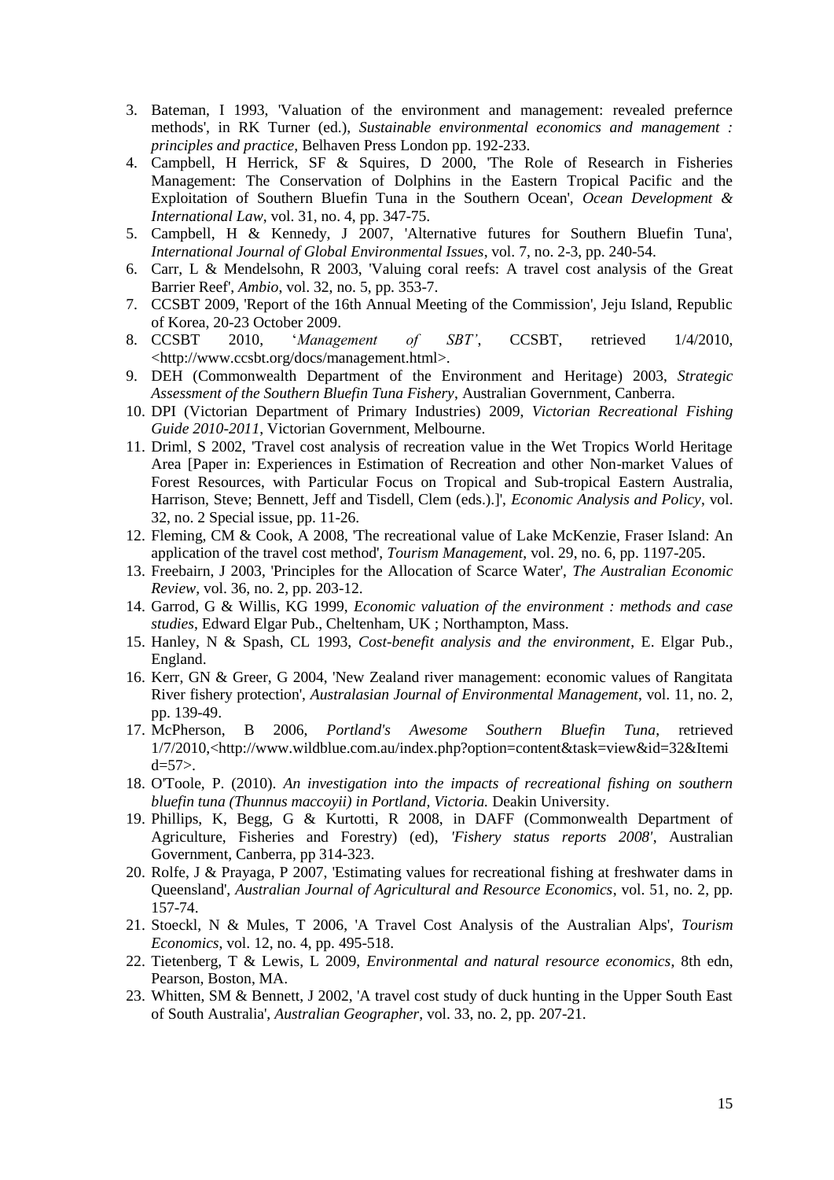3. Bateman, I 1993, 'Valuation of the environment and management: revealed prefernce methods', in RK Turner (ed.), *Sustainable environmental economics and management : principles and practice*, Belhaven Press London pp. 192-233.
4. Campbell, H Herrick, SF & Squires, D 2000, 'The Role of Research in Fisheries Management: The Conservation of Dolphins in the Eastern Tropical Pacific and the Exploitation of Southern Bluefin Tuna in the Southern Ocean', *Ocean Development & International Law*, vol. 31, no. 4, pp. 347-75.
5. Campbell, H & Kennedy, J 2007, 'Alternative futures for Southern Bluefin Tuna', *International Journal of Global Environmental Issues*, vol. 7, no. 2-3, pp. 240-54.
6. Carr, L & Mendelsohn, R 2003, 'Valuing coral reefs: A travel cost analysis of the Great Barrier Reef', *Ambio*, vol. 32, no. 5, pp. 353-7.
7. CCSBT 2009, 'Report of the 16th Annual Meeting of the Commission', Jeju Island, Republic of Korea, 20-23 October 2009.
8. CCSBT 2010, '*Management of SBT'*, CCSBT, retrieved 1/4/2010, <http://www.ccsbt.org/docs/management.html>.
9. DEH (Commonwealth Department of the Environment and Heritage) 2003, *Strategic Assessment of the Southern Bluefin Tuna Fishery*, Australian Government, Canberra.
10. DPI (Victorian Department of Primary Industries) 2009, *Victorian Recreational Fishing Guide 2010-2011*, Victorian Government, Melbourne.
11. Driml, S 2002, 'Travel cost analysis of recreation value in the Wet Tropics World Heritage Area [Paper in: Experiences in Estimation of Recreation and other Non-market Values of Forest Resources, with Particular Focus on Tropical and Sub-tropical Eastern Australia, Harrison, Steve; Bennett, Jeff and Tisdell, Clem (eds.).]', *Economic Analysis and Policy*, vol. 32, no. 2 Special issue, pp. 11-26.
12. Fleming, CM & Cook, A 2008, 'The recreational value of Lake McKenzie, Fraser Island: An application of the travel cost method', *Tourism Management*, vol. 29, no. 6, pp. 1197-205.
13. Freebairn, J 2003, 'Principles for the Allocation of Scarce Water', *The Australian Economic Review*, vol. 36, no. 2, pp. 203-12.
14. Garrod, G & Willis, KG 1999, *Economic valuation of the environment : methods and case studies*, Edward Elgar Pub., Cheltenham, UK ; Northampton, Mass.
15. Hanley, N & Spash, CL 1993, *Cost-benefit analysis and the environment*, E. Elgar Pub., England.
16. Kerr, GN & Greer, G 2004, 'New Zealand river management: economic values of Rangitata River fishery protection', *Australasian Journal of Environmental Management*, vol. 11, no. 2, pp. 139-49.
17. McPherson, B 2006, *Portland's Awesome Southern Bluefin Tuna*, retrieved 1/7/2010,<http://www.wildblue.com.au/index.php?option=content&task=view&id=32&Itemid=57>.
18. O'Toole, P. (2010). *An investigation into the impacts of recreational fishing on southern bluefin tuna (Thunnus maccoyii) in Portland, Victoria.* Deakin University.
19. Phillips, K, Begg, G & Kurtotti, R 2008, in DAFF (Commonwealth Department of Agriculture, Fisheries and Forestry) (ed), *'Fishery status reports 2008'*, Australian Government, Canberra, pp 314-323.
20. Rolfe, J & Prayaga, P 2007, 'Estimating values for recreational fishing at freshwater dams in Queensland', *Australian Journal of Agricultural and Resource Economics*, vol. 51, no. 2, pp. 157-74.
21. Stoeckl, N & Mules, T 2006, 'A Travel Cost Analysis of the Australian Alps', *Tourism Economics*, vol. 12, no. 4, pp. 495-518.
22. Tietenberg, T & Lewis, L 2009, *Environmental and natural resource economics*, 8th edn, Pearson, Boston, MA.
23. Whitten, SM & Bennett, J 2002, 'A travel cost study of duck hunting in the Upper South East of South Australia', *Australian Geographer*, vol. 33, no. 2, pp. 207-21.